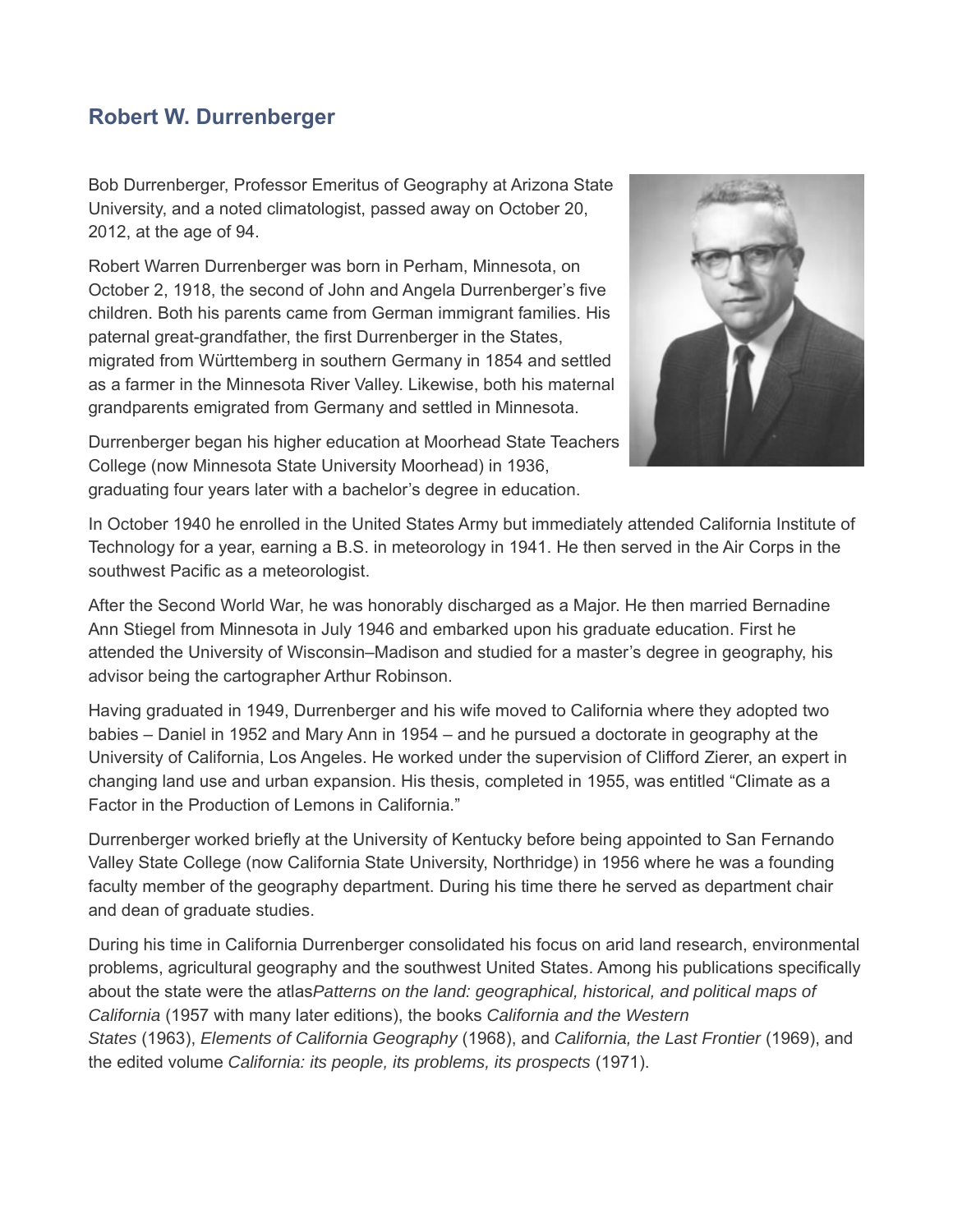## Robert W. Durrenberger

Bob Durrenberger, Professor Emeritus of Geography at Arizona State University, and a noted climatologist, passed away on October 20, 2012, at the age of 94.

Robert Warren Durrenberger was born in Perham, Minnesota, on October 2, 1918, the second of John and Angela Durrenberger's five children. Both his parents came from German immigrant families. His paternal great-grandfather, the first Durrenberger in the States, migrated from Württemberg in southern Germany in 1854 and settled as a farmer in the Minnesota River Valley. Likewise, both his maternal grandparents emigrated from Germany and settled in Minnesota.

Durrenberger began his higher education at Moorhead State Teachers College (now Minnesota State University Moorhead) in 1936, graduating four years later with a bachelor's degree in education.

In October 1940 he enrolled in the United States Army but immediately attended California Institute of Technology for a year, earning a B.S. in meteorology in 1941. He then served in the Air Corps in the southwest Pacific as a meteorologist.

After the Second World War, he was honorably discharged as a Major. He then married Bernadine Ann Stiegel from Minnesota in July 1946 and embarked upon his graduate education. First he attended the University of Wisconsin–Madison and studied for a master's degree in geography, his advisor being the cartographer Arthur Robinson.

Having graduated in 1949, Durrenberger and his wife moved to California where they adopted two babies – Daniel in 1952 and Mary Ann in 1954 – and he pursued a doctorate in geography at the University of California, Los Angeles. He worked under the supervision of Clifford Zierer, an expert in changing land use and urban expansion. His thesis, completed in 1955, was entitled "Climate as a Factor in the Production of Lemons in California."

Durrenberger worked briefly at the University of Kentucky before being appointed to San Fernando Valley State College (now California State University, Northridge) in 1956 where he was a founding faculty member of the geography department. During his time there he served as department chair and dean of graduate studies.

During his time in California Durrenberger consolidated his focus on arid land research, environmental problems, agricultural geography and the southwest United States. Among his publications specifically about the state were the atlas *Patterns on the land: geographical, historical, and political maps of California* (1957 with many later editions), the books *California and the Western States* (1963), *Elements of California Geography* (1968), and *California, the Last Frontier* (1969), and the edited volume *California: its people, its problems, its prospects* (1971).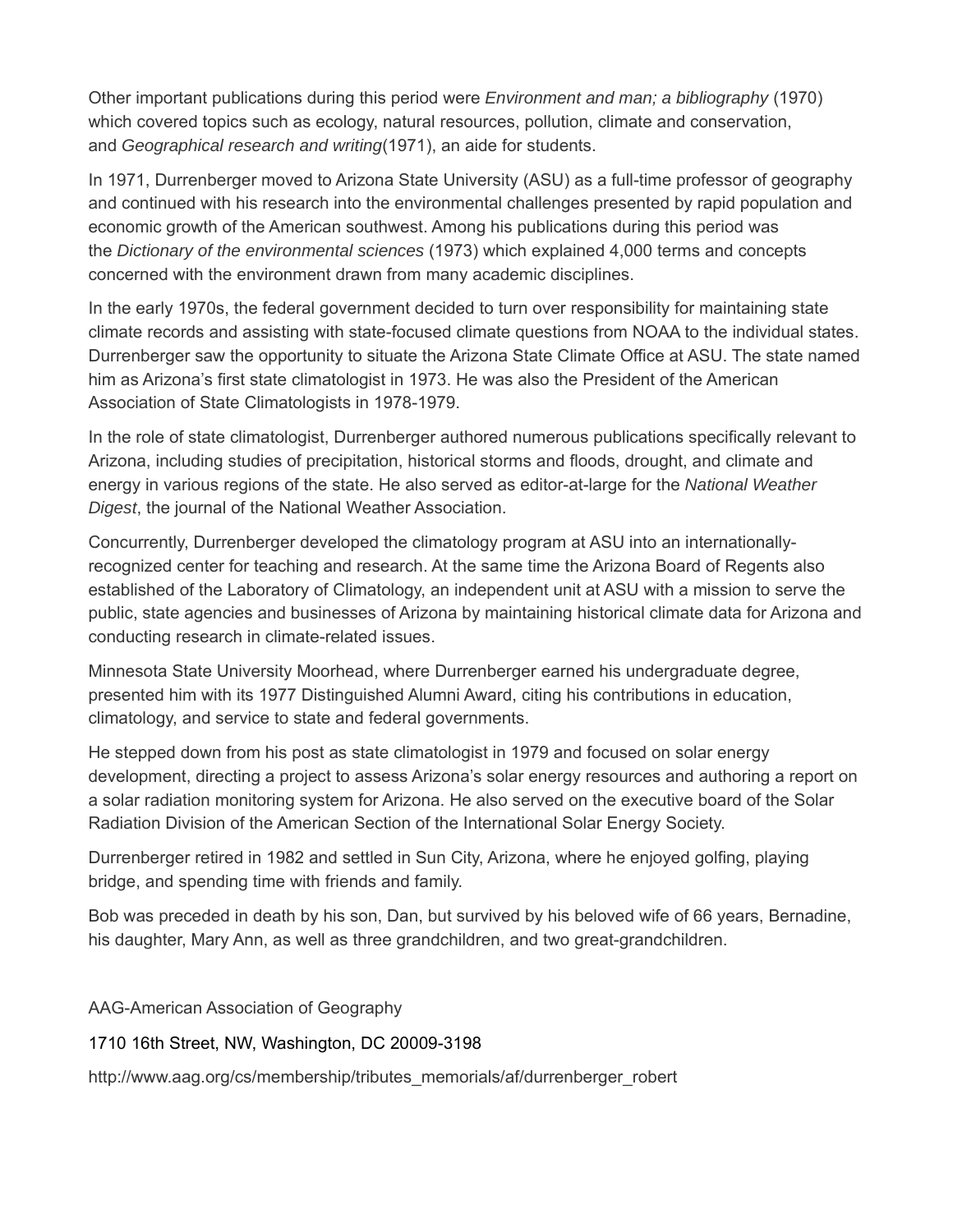Other important publications during this period were *Environment and man; a bibliography* (1970) which covered topics such as ecology, natural resources, pollution, climate and conservation, and *Geographical research and writing*(1971), an aide for students.

In 1971, Durrenberger moved to Arizona State University (ASU) as a full-time professor of geography and continued with his research into the environmental challenges presented by rapid population and economic growth of the American southwest. Among his publications during this period was the *Dictionary of the environmental sciences* (1973) which explained 4,000 terms and concepts concerned with the environment drawn from many academic disciplines.

In the early 1970s, the federal government decided to turn over responsibility for maintaining state climate records and assisting with state-focused climate questions from NOAA to the individual states. Durrenberger saw the opportunity to situate the Arizona State Climate Office at ASU. The state named him as Arizona's first state climatologist in 1973. He was also the President of the American Association of State Climatologists in 1978-1979.

In the role of state climatologist, Durrenberger authored numerous publications specifically relevant to Arizona, including studies of precipitation, historical storms and floods, drought, and climate and energy in various regions of the state. He also served as editor-at-large for the *National Weather Digest*, the journal of the National Weather Association.

Concurrently, Durrenberger developed the climatology program at ASU into an internationally-recognized center for teaching and research. At the same time the Arizona Board of Regents also established of the Laboratory of Climatology, an independent unit at ASU with a mission to serve the public, state agencies and businesses of Arizona by maintaining historical climate data for Arizona and conducting research in climate-related issues.

Minnesota State University Moorhead, where Durrenberger earned his undergraduate degree, presented him with its 1977 Distinguished Alumni Award, citing his contributions in education, climatology, and service to state and federal governments.

He stepped down from his post as state climatologist in 1979 and focused on solar energy development, directing a project to assess Arizona's solar energy resources and authoring a report on a solar radiation monitoring system for Arizona. He also served on the executive board of the Solar Radiation Division of the American Section of the International Solar Energy Society.

Durrenberger retired in 1982 and settled in Sun City, Arizona, where he enjoyed golfing, playing bridge, and spending time with friends and family.

Bob was preceded in death by his son, Dan, but survived by his beloved wife of 66 years, Bernadine, his daughter, Mary Ann, as well as three grandchildren, and two great-grandchildren.

AAG-American Association of Geography

1710 16th Street, NW, Washington, DC 20009-3198

http://www.aag.org/cs/membership/tributes_memorials/af/durrenberger_robert